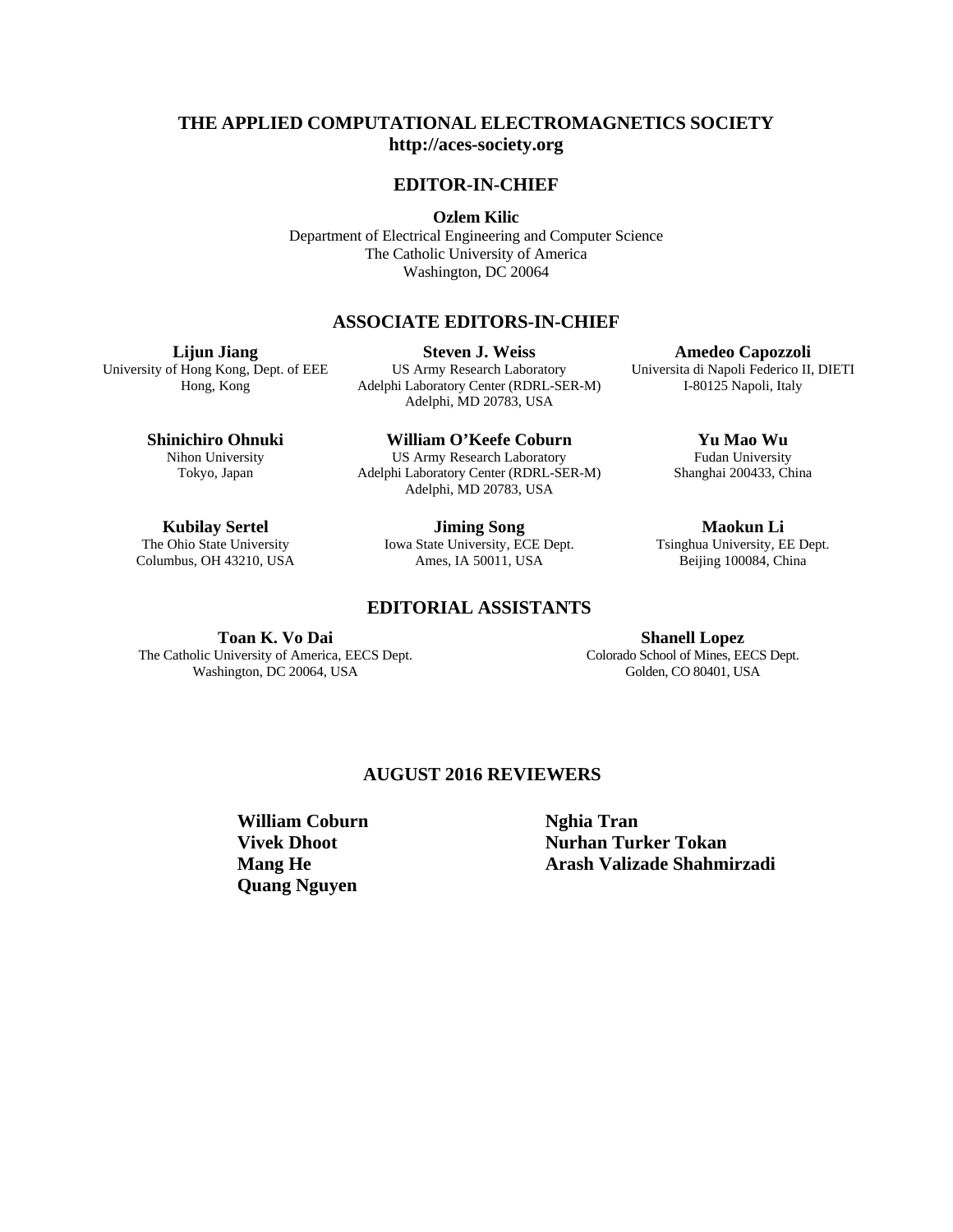# THE APPLIED COMPUTATIONAL ELECTROMAGNETICS SOCIETY
**http://aces-society.org**

## EDITOR-IN-CHIEF

**Ozlem Kilic**
Department of Electrical Engineering and Computer Science
The Catholic University of America
Washington, DC 20064

## ASSOCIATE EDITORS-IN-CHIEF

**Lijun Jiang**
University of Hong Kong, Dept. of EEE
Hong, Kong

**Steven J. Weiss**
US Army Research Laboratory
Adelphi Laboratory Center (RDRL-SER-M)
Adelphi, MD 20783, USA

**Amedeo Capozzoli**
Universita di Napoli Federico II, DIETI
I-80125 Napoli, Italy

**Shinichiro Ohnuki**
Nihon University
Tokyo, Japan

**William O'Keefe Coburn**
US Army Research Laboratory
Adelphi Laboratory Center (RDRL-SER-M)
Adelphi, MD 20783, USA

**Yu Mao Wu**
Fudan University
Shanghai 200433, China

**Kubilay Sertel**
The Ohio State University
Columbus, OH 43210, USA

**Jiming Song**
Iowa State University, ECE Dept.
Ames, IA 50011, USA

**Maokun Li**
Tsinghua University, EE Dept.
Beijing 100084, China

## EDITORIAL ASSISTANTS

**Toan K. Vo Dai**
The Catholic University of America, EECS Dept.
Washington, DC 20064, USA

**Shanell Lopez**
Colorado School of Mines, EECS Dept.
Golden, CO 80401, USA

## AUGUST 2016 REVIEWERS

**William Coburn**
**Vivek Dhoot**
**Mang He**
**Quang Nguyen**
**Nghia Tran**
**Nurhan Turker Tokan**
**Arash Valizade Shahmirzadi**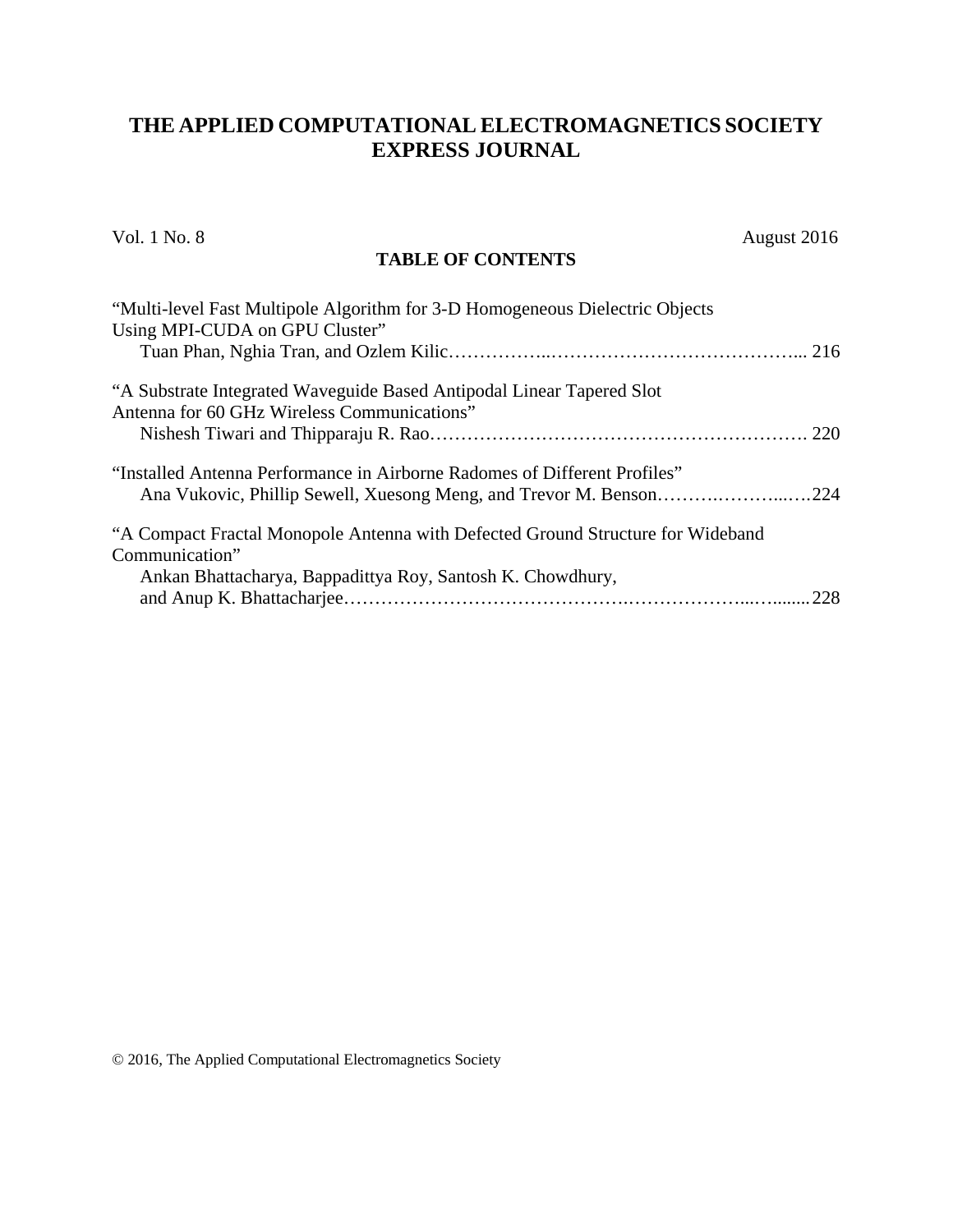# THE APPLIED COMPUTATIONAL ELECTROMAGNETICS SOCIETY EXPRESS JOURNAL

Vol. 1 No. 8 August 2016

## TABLE OF CONTENTS

"Multi-level Fast Multipole Algorithm for 3-D Homogeneous Dielectric Objects Using MPI-CUDA on GPU Cluster"
Tuan Phan, Nghia Tran, and Ozlem Kilic……………..…………………………………... 216

"A Substrate Integrated Waveguide Based Antipodal Linear Tapered Slot Antenna for 60 GHz Wireless Communications"
Nishesh Tiwari and Thipparaju R. Rao……………………………………………………. 220

"Installed Antenna Performance in Airborne Radomes of Different Profiles"
Ana Vukovic, Phillip Sewell, Xuesong Meng, and Trevor M. Benson……….………..….224

"A Compact Fractal Monopole Antenna with Defected Ground Structure for Wideband Communication"
Ankan Bhattacharya, Bappadittya Roy, Santosh K. Chowdhury, and Anup K. Bhattacharjee…………………………………….………………...….......228

© 2016, The Applied Computational Electromagnetics Society